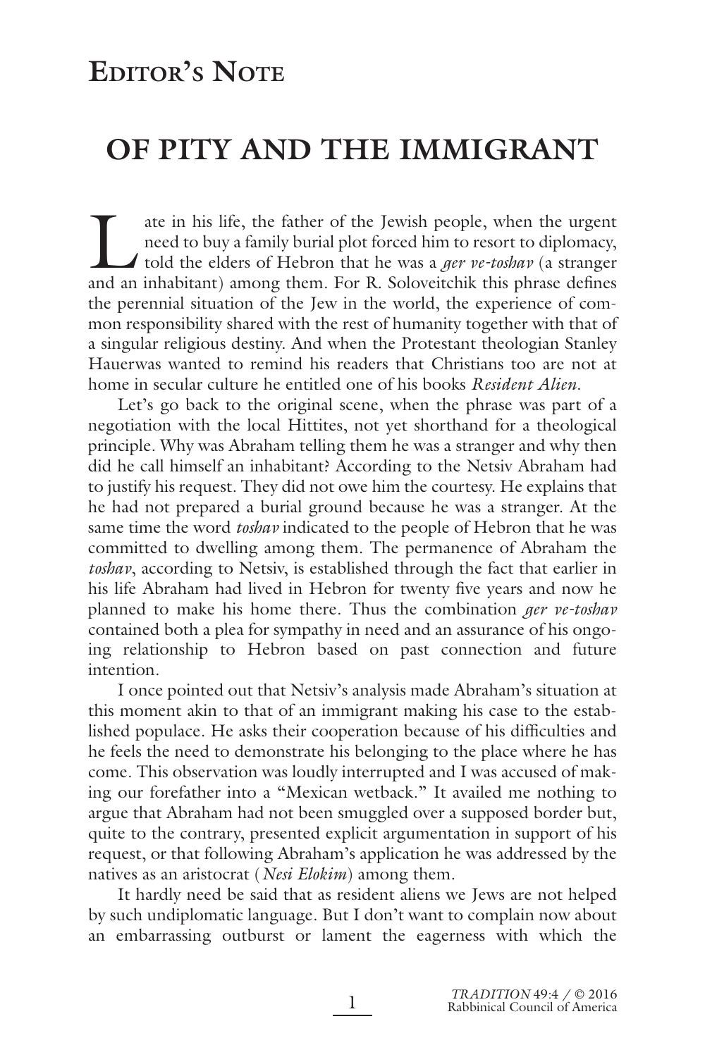## Editor's Note

# OF PITY AND THE IMMIGRANT

Late in his life, the father of the Jewish people, when the urgent need to buy a family burial plot forced him to resort to diplomacy, told the elders of Hebron that he was a *ger ve-toshav* (a stranger and an inhabitant) among them. For R. Soloveitchik this phrase defines the perennial situation of the Jew in the world, the experience of common responsibility shared with the rest of humanity together with that of a singular religious destiny. And when the Protestant theologian Stanley Hauerwas wanted to remind his readers that Christians too are not at home in secular culture he entitled one of his books *Resident Alien.*

Let's go back to the original scene, when the phrase was part of a negotiation with the local Hittites, not yet shorthand for a theological principle. Why was Abraham telling them he was a stranger and why then did he call himself an inhabitant? According to the Netsiv Abraham had to justify his request. They did not owe him the courtesy. He explains that he had not prepared a burial ground because he was a stranger. At the same time the word *toshav* indicated to the people of Hebron that he was committed to dwelling among them. The permanence of Abraham the *toshav*, according to Netsiv, is established through the fact that earlier in his life Abraham had lived in Hebron for twenty five years and now he planned to make his home there. Thus the combination *ger ve-toshav* contained both a plea for sympathy in need and an assurance of his ongoing relationship to Hebron based on past connection and future intention.

I once pointed out that Netsiv's analysis made Abraham's situation at this moment akin to that of an immigrant making his case to the established populace. He asks their cooperation because of his difficulties and he feels the need to demonstrate his belonging to the place where he has come. This observation was loudly interrupted and I was accused of making our forefather into a "Mexican wetback." It availed me nothing to argue that Abraham had not been smuggled over a supposed border but, quite to the contrary, presented explicit argumentation in support of his request, or that following Abraham's application he was addressed by the natives as an aristocrat (*Nesi Elokim*) among them.

It hardly need be said that as resident aliens we Jews are not helped by such undiplomatic language. But I don't want to complain now about an embarrassing outburst or lament the eagerness with which the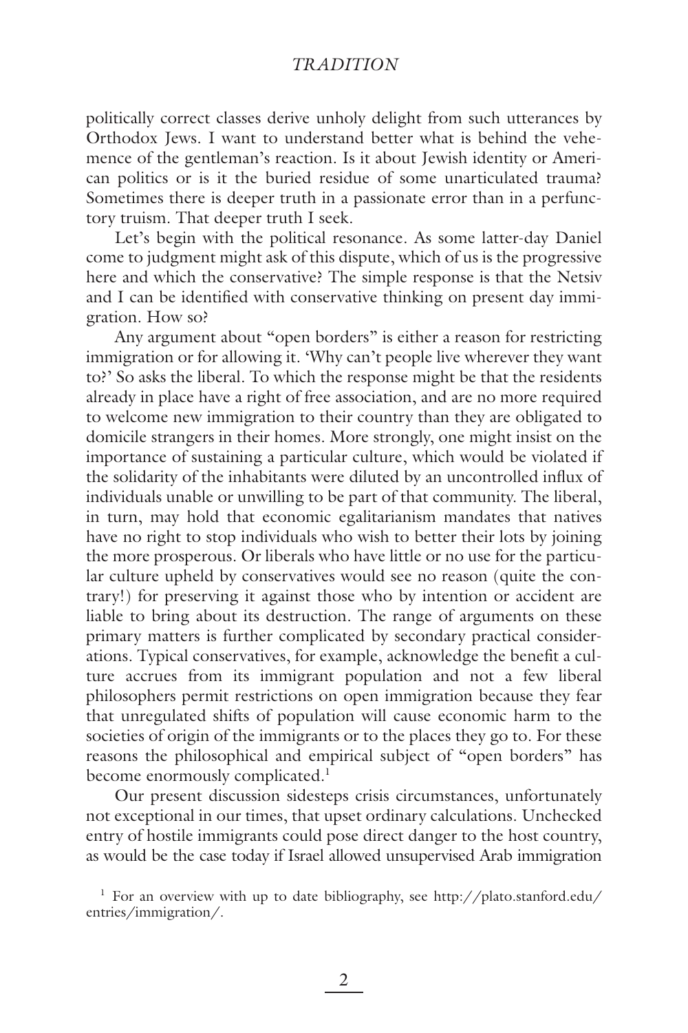politically correct classes derive unholy delight from such utterances by Orthodox Jews. I want to understand better what is behind the vehemence of the gentleman's reaction. Is it about Jewish identity or American politics or is it the buried residue of some unarticulated trauma? Sometimes there is deeper truth in a passionate error than in a perfunctory truism. That deeper truth I seek.

Let's begin with the political resonance. As some latter-day Daniel come to judgment might ask of this dispute, which of us is the progressive here and which the conservative? The simple response is that the Netsiv and I can be identified with conservative thinking on present day immigration. How so?

Any argument about "open borders" is either a reason for restricting immigration or for allowing it. 'Why can't people live wherever they want to?' So asks the liberal. To which the response might be that the residents already in place have a right of free association, and are no more required to welcome new immigration to their country than they are obligated to domicile strangers in their homes. More strongly, one might insist on the importance of sustaining a particular culture, which would be violated if the solidarity of the inhabitants were diluted by an uncontrolled influx of individuals unable or unwilling to be part of that community. The liberal, in turn, may hold that economic egalitarianism mandates that natives have no right to stop individuals who wish to better their lots by joining the more prosperous. Or liberals who have little or no use for the particular culture upheld by conservatives would see no reason (quite the contrary!) for preserving it against those who by intention or accident are liable to bring about its destruction. The range of arguments on these primary matters is further complicated by secondary practical considerations. Typical conservatives, for example, acknowledge the benefit a culture accrues from its immigrant population and not a few liberal philosophers permit restrictions on open immigration because they fear that unregulated shifts of population will cause economic harm to the societies of origin of the immigrants or to the places they go to. For these reasons the philosophical and empirical subject of "open borders" has become enormously complicated.[1]

Our present discussion sidesteps crisis circumstances, unfortunately not exceptional in our times, that upset ordinary calculations. Unchecked entry of hostile immigrants could pose direct danger to the host country, as would be the case today if Israel allowed unsupervised Arab immigration

[1] For an overview with up to date bibliography, see http://plato.stanford.edu/entries/immigration/.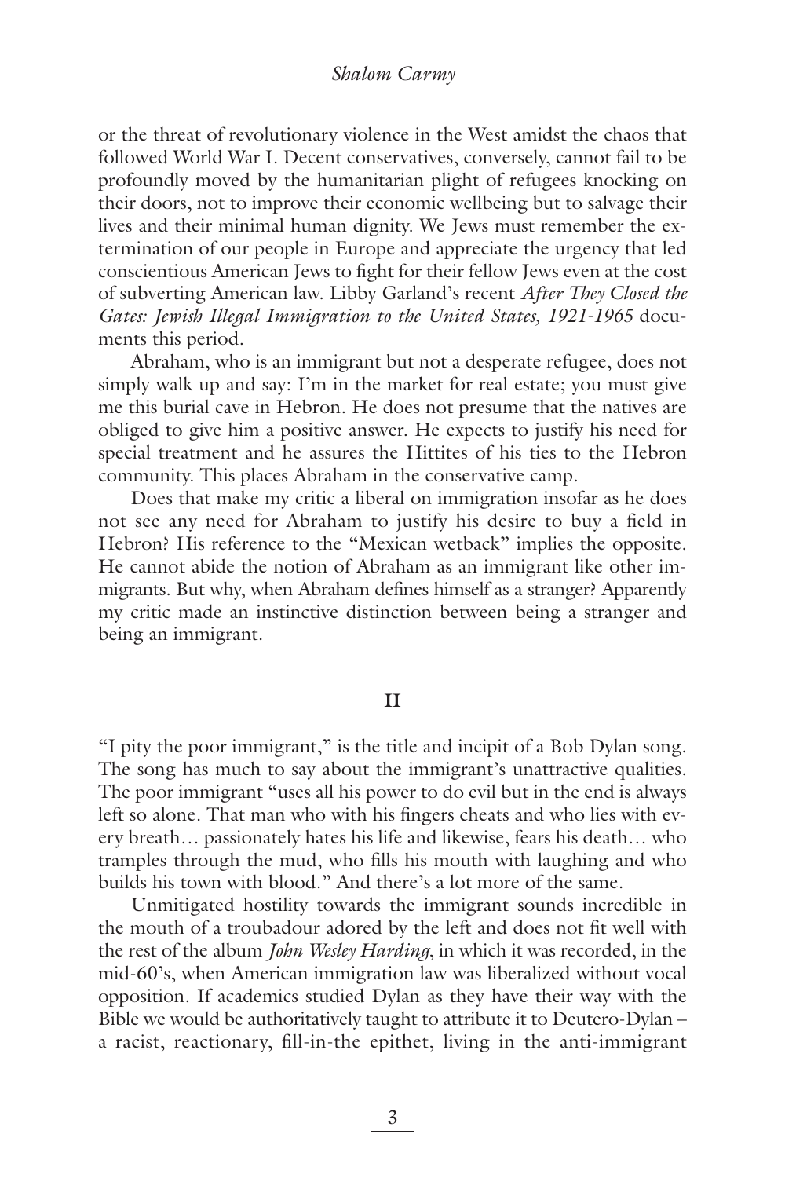or the threat of revolutionary violence in the West amidst the chaos that followed World War I. Decent conservatives, conversely, cannot fail to be profoundly moved by the humanitarian plight of refugees knocking on their doors, not to improve their economic wellbeing but to salvage their lives and their minimal human dignity. We Jews must remember the extermination of our people in Europe and appreciate the urgency that led conscientious American Jews to fight for their fellow Jews even at the cost of subverting American law. Libby Garland's recent *After They Closed the Gates: Jewish Illegal Immigration to the United States, 1921-1965* documents this period.

Abraham, who is an immigrant but not a desperate refugee, does not simply walk up and say: I'm in the market for real estate; you must give me this burial cave in Hebron. He does not presume that the natives are obliged to give him a positive answer. He expects to justify his need for special treatment and he assures the Hittites of his ties to the Hebron community. This places Abraham in the conservative camp.

Does that make my critic a liberal on immigration insofar as he does not see any need for Abraham to justify his desire to buy a field in Hebron? His reference to the "Mexican wetback" implies the opposite. He cannot abide the notion of Abraham as an immigrant like other immigrants. But why, when Abraham defines himself as a stranger? Apparently my critic made an instinctive distinction between being a stranger and being an immigrant.

## II

"I pity the poor immigrant," is the title and incipit of a Bob Dylan song. The song has much to say about the immigrant's unattractive qualities. The poor immigrant "uses all his power to do evil but in the end is always left so alone. That man who with his fingers cheats and who lies with every breath… passionately hates his life and likewise, fears his death… who tramples through the mud, who fills his mouth with laughing and who builds his town with blood." And there's a lot more of the same.

Unmitigated hostility towards the immigrant sounds incredible in the mouth of a troubadour adored by the left and does not fit well with the rest of the album *John Wesley Harding*, in which it was recorded, in the mid-60's, when American immigration law was liberalized without vocal opposition. If academics studied Dylan as they have their way with the Bible we would be authoritatively taught to attribute it to Deutero-Dylan – a racist, reactionary, fill-in-the epithet, living in the anti-immigrant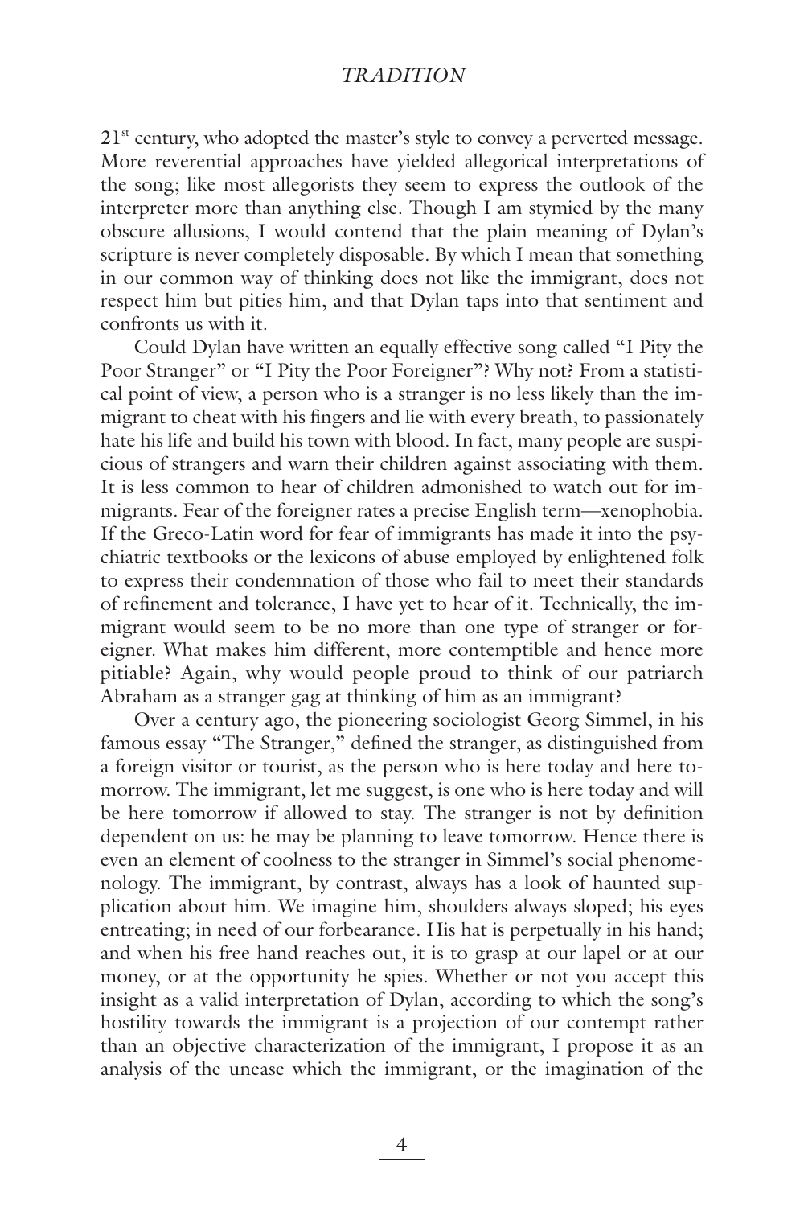21st century, who adopted the master's style to convey a perverted message. More reverential approaches have yielded allegorical interpretations of the song; like most allegorists they seem to express the outlook of the interpreter more than anything else. Though I am stymied by the many obscure allusions, I would contend that the plain meaning of Dylan's scripture is never completely disposable. By which I mean that something in our common way of thinking does not like the immigrant, does not respect him but pities him, and that Dylan taps into that sentiment and confronts us with it.

Could Dylan have written an equally effective song called "I Pity the Poor Stranger" or "I Pity the Poor Foreigner"? Why not? From a statistical point of view, a person who is a stranger is no less likely than the immigrant to cheat with his fingers and lie with every breath, to passionately hate his life and build his town with blood. In fact, many people are suspicious of strangers and warn their children against associating with them. It is less common to hear of children admonished to watch out for immigrants. Fear of the foreigner rates a precise English term—xenophobia. If the Greco-Latin word for fear of immigrants has made it into the psychiatric textbooks or the lexicons of abuse employed by enlightened folk to express their condemnation of those who fail to meet their standards of refinement and tolerance, I have yet to hear of it. Technically, the immigrant would seem to be no more than one type of stranger or foreigner. What makes him different, more contemptible and hence more pitiable? Again, why would people proud to think of our patriarch Abraham as a stranger gag at thinking of him as an immigrant?

Over a century ago, the pioneering sociologist Georg Simmel, in his famous essay "The Stranger," defined the stranger, as distinguished from a foreign visitor or tourist, as the person who is here today and here tomorrow. The immigrant, let me suggest, is one who is here today and will be here tomorrow if allowed to stay. The stranger is not by definition dependent on us: he may be planning to leave tomorrow. Hence there is even an element of coolness to the stranger in Simmel's social phenomenology. The immigrant, by contrast, always has a look of haunted supplication about him. We imagine him, shoulders always sloped; his eyes entreating; in need of our forbearance. His hat is perpetually in his hand; and when his free hand reaches out, it is to grasp at our lapel or at our money, or at the opportunity he spies. Whether or not you accept this insight as a valid interpretation of Dylan, according to which the song's hostility towards the immigrant is a projection of our contempt rather than an objective characterization of the immigrant, I propose it as an analysis of the unease which the immigrant, or the imagination of the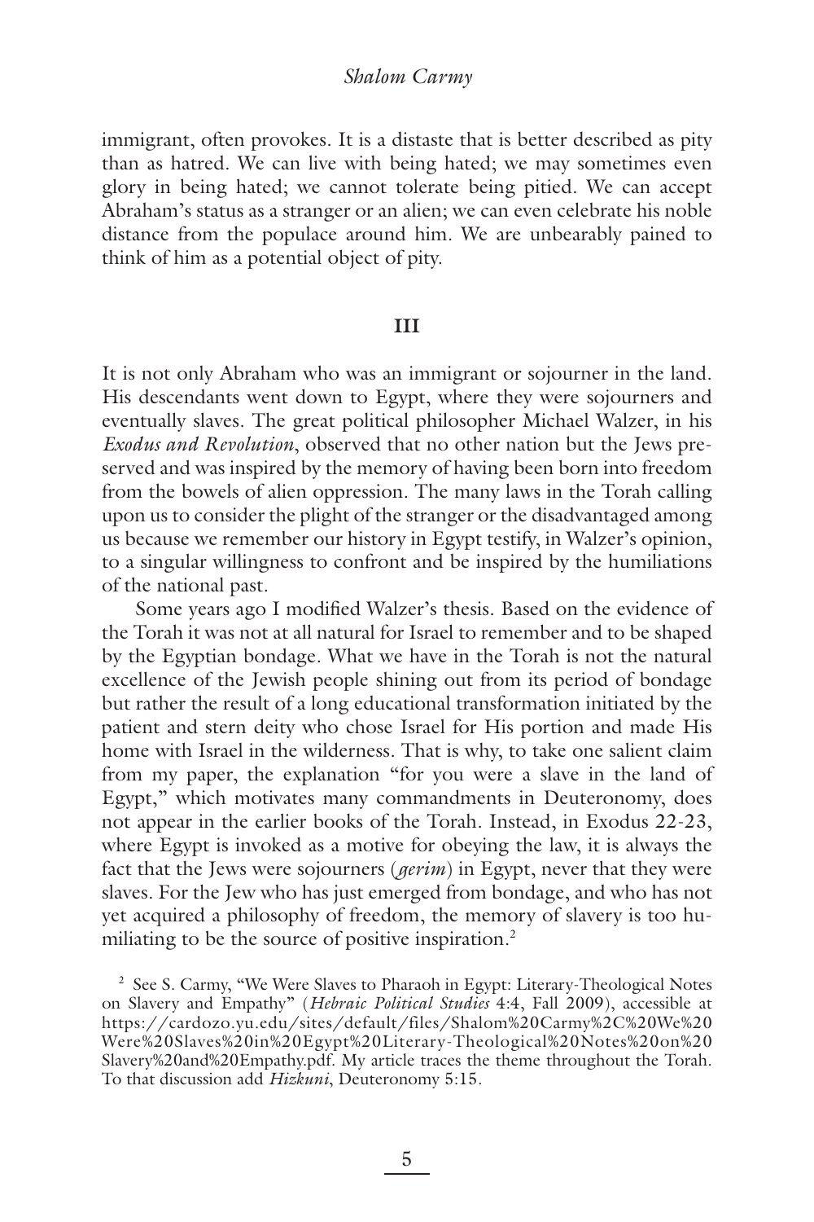immigrant, often provokes. It is a distaste that is better described as pity than as hatred. We can live with being hated; we may sometimes even glory in being hated; we cannot tolerate being pitied. We can accept Abraham's status as a stranger or an alien; we can even celebrate his noble distance from the populace around him. We are unbearably pained to think of him as a potential object of pity.

## III

It is not only Abraham who was an immigrant or sojourner in the land. His descendants went down to Egypt, where they were sojourners and eventually slaves. The great political philosopher Michael Walzer, in his *Exodus and Revolution*, observed that no other nation but the Jews preserved and was inspired by the memory of having been born into freedom from the bowels of alien oppression. The many laws in the Torah calling upon us to consider the plight of the stranger or the disadvantaged among us because we remember our history in Egypt testify, in Walzer's opinion, to a singular willingness to confront and be inspired by the humiliations of the national past.

Some years ago I modified Walzer's thesis. Based on the evidence of the Torah it was not at all natural for Israel to remember and to be shaped by the Egyptian bondage. What we have in the Torah is not the natural excellence of the Jewish people shining out from its period of bondage but rather the result of a long educational transformation initiated by the patient and stern deity who chose Israel for His portion and made His home with Israel in the wilderness. That is why, to take one salient claim from my paper, the explanation "for you were a slave in the land of Egypt," which motivates many commandments in Deuteronomy, does not appear in the earlier books of the Torah. Instead, in Exodus 22-23, where Egypt is invoked as a motive for obeying the law, it is always the fact that the Jews were sojourners (*gerim*) in Egypt, never that they were slaves. For the Jew who has just emerged from bondage, and who has not yet acquired a philosophy of freedom, the memory of slavery is too humiliating to be the source of positive inspiration.[2]

[2] See S. Carmy, "We Were Slaves to Pharaoh in Egypt: Literary-Theological Notes on Slavery and Empathy" (*Hebraic Political Studies* 4:4, Fall 2009), accessible at https://cardozo.yu.edu/sites/default/files/Shalom%20Carmy%2C%20We%20Were%20Slaves%20in%20Egypt%20Literary-Theological%20Notes%20on%20Slavery%20and%20Empathy.pdf. My article traces the theme throughout the Torah. To that discussion add *Hizkuni*, Deuteronomy 5:15.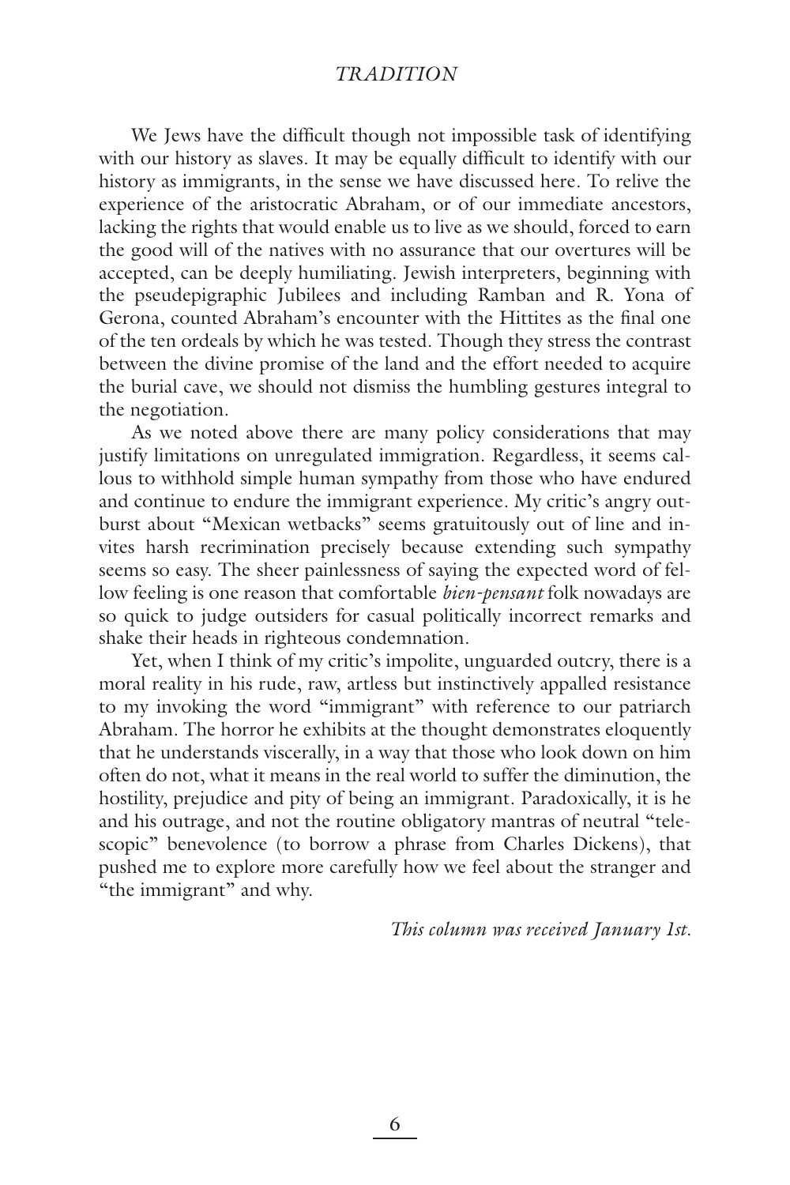We Jews have the difficult though not impossible task of identifying with our history as slaves. It may be equally difficult to identify with our history as immigrants, in the sense we have discussed here. To relive the experience of the aristocratic Abraham, or of our immediate ancestors, lacking the rights that would enable us to live as we should, forced to earn the good will of the natives with no assurance that our overtures will be accepted, can be deeply humiliating. Jewish interpreters, beginning with the pseudepigraphic Jubilees and including Ramban and R. Yona of Gerona, counted Abraham's encounter with the Hittites as the final one of the ten ordeals by which he was tested. Though they stress the contrast between the divine promise of the land and the effort needed to acquire the burial cave, we should not dismiss the humbling gestures integral to the negotiation.

As we noted above there are many policy considerations that may justify limitations on unregulated immigration. Regardless, it seems callous to withhold simple human sympathy from those who have endured and continue to endure the immigrant experience. My critic's angry outburst about "Mexican wetbacks" seems gratuitously out of line and invites harsh recrimination precisely because extending such sympathy seems so easy. The sheer painlessness of saying the expected word of fellow feeling is one reason that comfortable *bien-pensant* folk nowadays are so quick to judge outsiders for casual politically incorrect remarks and shake their heads in righteous condemnation.

Yet, when I think of my critic's impolite, unguarded outcry, there is a moral reality in his rude, raw, artless but instinctively appalled resistance to my invoking the word "immigrant" with reference to our patriarch Abraham. The horror he exhibits at the thought demonstrates eloquently that he understands viscerally, in a way that those who look down on him often do not, what it means in the real world to suffer the diminution, the hostility, prejudice and pity of being an immigrant. Paradoxically, it is he and his outrage, and not the routine obligatory mantras of neutral "telescopic" benevolence (to borrow a phrase from Charles Dickens), that pushed me to explore more carefully how we feel about the stranger and "the immigrant" and why.

*This column was received January 1st.*